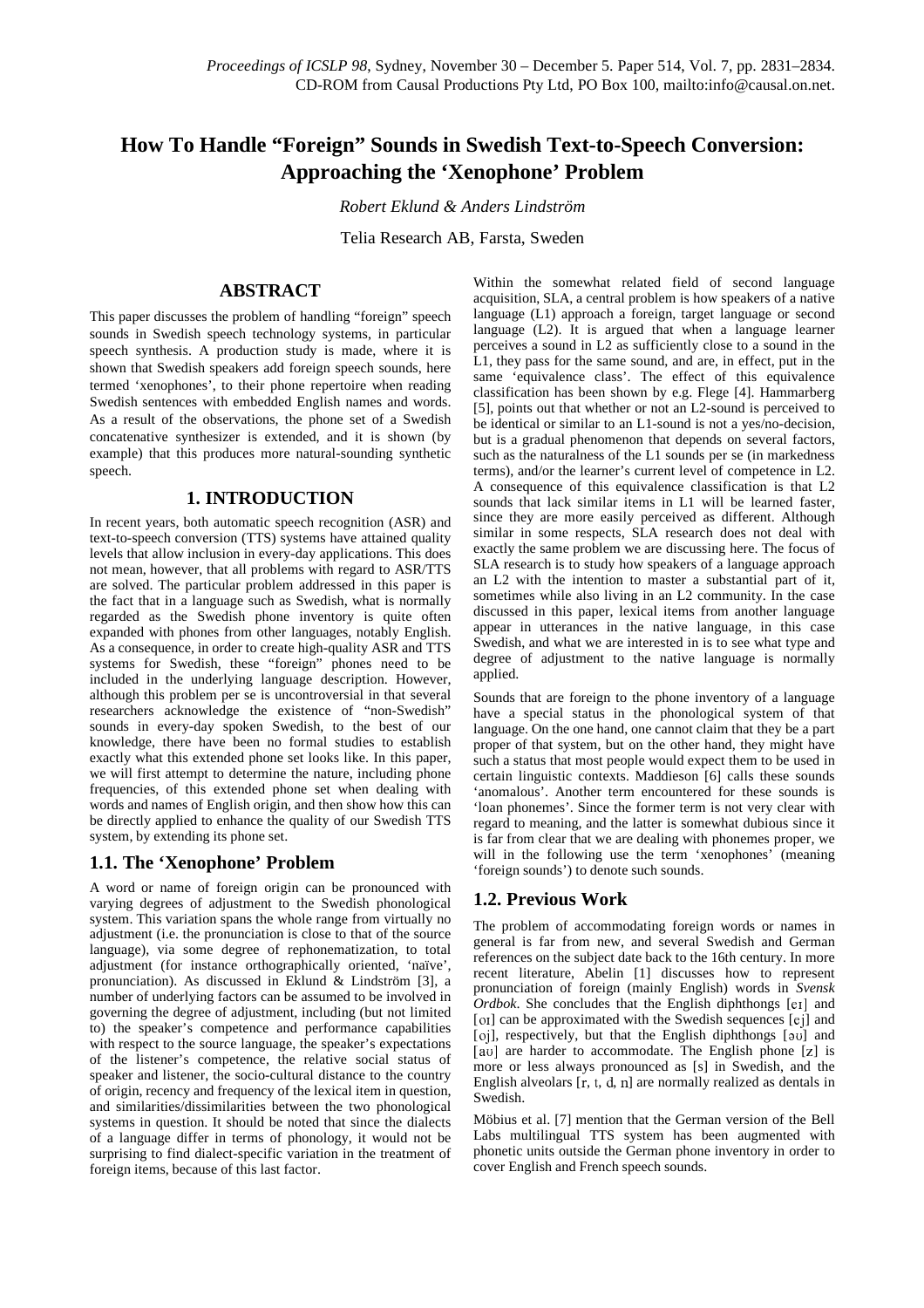# How To Handle "Foreign" Sounds in Swedish Text-to-Speech Conversion: Approaching the 'Xenophone' Problem

*Robert Eklund & Anders Lindström*

Telia Research AB, Farsta, Sweden

## ABSTRACT

This paper discusses the problem of handling "foreign" speech sounds in Swedish speech technology systems, in particular speech synthesis. A production study is made, where it is shown that Swedish speakers add foreign speech sounds, here termed 'xenophones', to their phone repertoire when reading Swedish sentences with embedded English names and words. As a result of the observations, the phone set of a Swedish concatenative synthesizer is extended, and it is shown (by example) that this produces more natural-sounding synthetic speech.

## 1. INTRODUCTION

In recent years, both automatic speech recognition (ASR) and text-to-speech conversion (TTS) systems have attained quality levels that allow inclusion in every-day applications. This does not mean, however, that all problems with regard to ASR/TTS are solved. The particular problem addressed in this paper is the fact that in a language such as Swedish, what is normally regarded as the Swedish phone inventory is quite often expanded with phones from other languages, notably English. As a consequence, in order to create high-quality ASR and TTS systems for Swedish, these "foreign" phones need to be included in the underlying language description. However, although this problem per se is uncontroversial in that several researchers acknowledge the existence of "non-Swedish" sounds in every-day spoken Swedish, to the best of our knowledge, there have been no formal studies to establish exactly what this extended phone set looks like. In this paper, we will first attempt to determine the nature, including phone frequencies, of this extended phone set when dealing with words and names of English origin, and then show how this can be directly applied to enhance the quality of our Swedish TTS system, by extending its phone set.

### 1.1. The 'Xenophone' Problem

A word or name of foreign origin can be pronounced with varying degrees of adjustment to the Swedish phonological system. This variation spans the whole range from virtually no adjustment (i.e. the pronunciation is close to that of the source language), via some degree of rephonematization, to total adjustment (for instance orthographically oriented, 'naïve', pronunciation). As discussed in Eklund & Lindström [3], a number of underlying factors can be assumed to be involved in governing the degree of adjustment, including (but not limited to) the speaker's competence and performance capabilities with respect to the source language, the speaker's expectations of the listener's competence, the relative social status of speaker and listener, the socio-cultural distance to the country of origin, recency and frequency of the lexical item in question, and similarities/dissimilarities between the two phonological systems in question. It should be noted that since the dialects of a language differ in terms of phonology, it would not be surprising to find dialect-specific variation in the treatment of foreign items, because of this last factor.

Within the somewhat related field of second language acquisition, SLA, a central problem is how speakers of a native language (L1) approach a foreign, target language or second language (L2). It is argued that when a language learner perceives a sound in L2 as sufficiently close to a sound in the L1, they pass for the same sound, and are, in effect, put in the same 'equivalence class'. The effect of this equivalence classification has been shown by e.g. Flege [4]. Hammarberg [5], points out that whether or not an L2-sound is perceived to be identical or similar to an L1-sound is not a yes/no-decision, but is a gradual phenomenon that depends on several factors, such as the naturalness of the L1 sounds per se (in markedness terms), and/or the learner's current level of competence in L2. A consequence of this equivalence classification is that L2 sounds that lack similar items in L1 will be learned faster, since they are more easily perceived as different. Although similar in some respects, SLA research does not deal with exactly the same problem we are discussing here. The focus of SLA research is to study how speakers of a language approach an L2 with the intention to master a substantial part of it, sometimes while also living in an L2 community. In the case discussed in this paper, lexical items from another language appear in utterances in the native language, in this case Swedish, and what we are interested in is to see what type and degree of adjustment to the native language is normally applied.

Sounds that are foreign to the phone inventory of a language have a special status in the phonological system of that language. On the one hand, one cannot claim that they be a part proper of that system, but on the other hand, they might have such a status that most people would expect them to be used in certain linguistic contexts. Maddieson [6] calls these sounds 'anomalous'. Another term encountered for these sounds is 'loan phonemes'. Since the former term is not very clear with regard to meaning, and the latter is somewhat dubious since it is far from clear that we are dealing with phonemes proper, we will in the following use the term 'xenophones' (meaning 'foreign sounds') to denote such sounds.

### 1.2. Previous Work

The problem of accommodating foreign words or names in general is far from new, and several Swedish and German references on the subject date back to the 16th century. In more recent literature, Abelin [1] discusses how to represent pronunciation of foreign (mainly English) words in *Svensk Ordbok*. She concludes that the English diphthongs [eɪ] and [ɔɪ] can be approximated with the Swedish sequences [ej] and [ɔj], respectively, but that the English diphthongs [əʊ] and [aʊ] are harder to accommodate. The English phone [z] is more or less always pronounced as [s] in Swedish, and the English alveolars [r, t, d, n] are normally realized as dentals in Swedish.

Möbius et al. [7] mention that the German version of the Bell Labs multilingual TTS system has been augmented with phonetic units outside the German phone inventory in order to cover English and French speech sounds.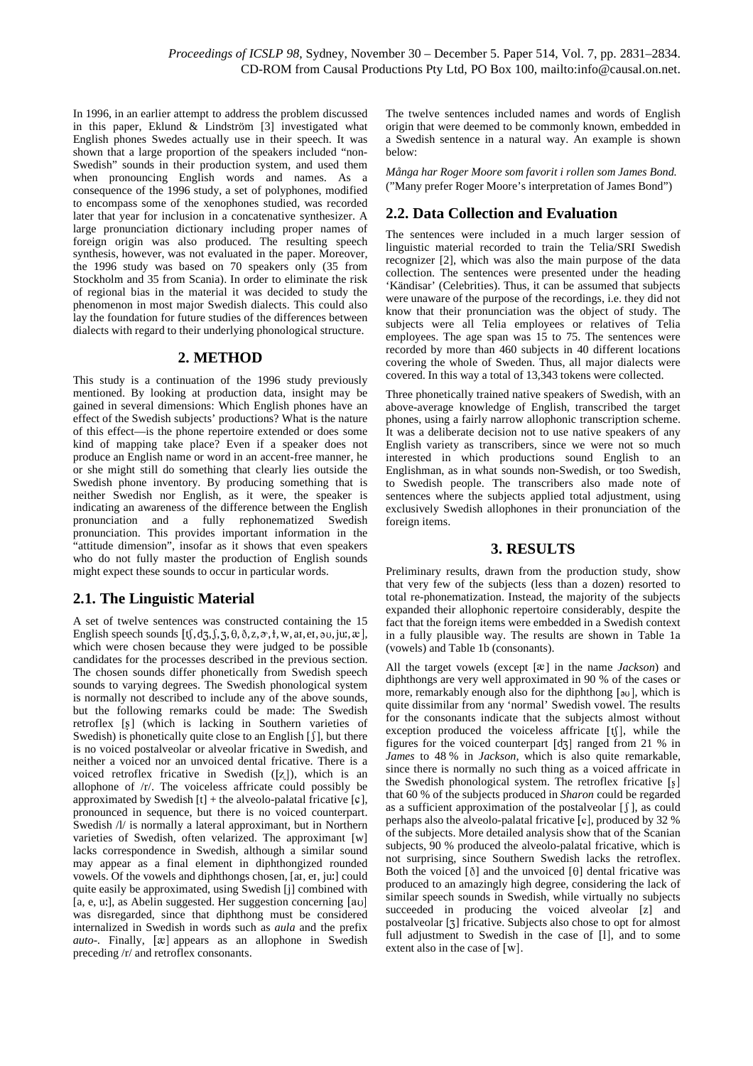In 1996, in an earlier attempt to address the problem discussed in this paper, Eklund & Lindström [3] investigated what English phones Swedes actually use in their speech. It was shown that a large proportion of the speakers included "non-Swedish" sounds in their production system, and used them when pronouncing English words and names. As a consequence of the 1996 study, a set of polyphones, modified to encompass some of the xenophones studied, was recorded later that year for inclusion in a concatenative synthesizer. A large pronunciation dictionary including proper names of foreign origin was also produced. The resulting speech synthesis, however, was not evaluated in the paper. Moreover, the 1996 study was based on 70 speakers only (35 from Stockholm and 35 from Scania). In order to eliminate the risk of regional bias in the material it was decided to study the phenomenon in most major Swedish dialects. This could also lay the foundation for future studies of the differences between dialects with regard to their underlying phonological structure.

## 2. METHOD

This study is a continuation of the 1996 study previously mentioned. By looking at production data, insight may be gained in several dimensions: Which English phones have an effect of the Swedish subjects' productions? What is the nature of this effect—is the phone repertoire extended or does some kind of mapping take place? Even if a speaker does not produce an English name or word in an accent-free manner, he or she might still do something that clearly lies outside the Swedish phone inventory. By producing something that is neither Swedish nor English, as it were, the speaker is indicating an awareness of the difference between the English pronunciation and a fully rephonematized Swedish pronunciation. This provides important information in the "attitude dimension", insofar as it shows that even speakers who do not fully master the production of English sounds might expect these sounds to occur in particular words.

### 2.1. The Linguistic Material

A set of twelve sentences was constructed containing the 15 English speech sounds [tʃ, dʒ, ʃ, ʒ, θ, ð, z, ɚ, ɫ, w, aɪ, eɪ, əʊ, juː, æ], which were chosen because they were judged to be possible candidates for the processes described in the previous section. The chosen sounds differ phonetically from Swedish speech sounds to varying degrees. The Swedish phonological system is normally not described to include any of the above sounds, but the following remarks could be made: The Swedish retroflex [ʂ] (which is lacking in Southern varieties of Swedish) is phonetically quite close to an English [ʃ], but there is no voiced postalveolar or alveolar fricative in Swedish, and neither a voiced nor an unvoiced dental fricative. There is a voiced retroflex fricative in Swedish ([ʐ]), which is an allophone of /r/. The voiceless affricate could possibly be approximated by Swedish [t] + the alveolo-palatal fricative [ɕ], pronounced in sequence, but there is no voiced counterpart. Swedish /l/ is normally a lateral approximant, but in Northern varieties of Swedish, often velarized. The approximant [w] lacks correspondence in Swedish, although a similar sound may appear as a final element in diphthongized rounded vowels. Of the vowels and diphthongs chosen, [aɪ, eɪ, juː] could quite easily be approximated, using Swedish [j] combined with [a, e, uː], as Abelin suggested. Her suggestion concerning [aʊ] was disregarded, since that diphthong must be considered internalized in Swedish in words such as *aula* and the prefix *auto-*. Finally, [æ] appears as an allophone in Swedish preceding /r/ and retroflex consonants.

The twelve sentences included names and words of English origin that were deemed to be commonly known, embedded in a Swedish sentence in a natural way. An example is shown below:

*Många har Roger Moore som favorit i rollen som James Bond.* ("Many prefer Roger Moore's interpretation of James Bond")

### 2.2. Data Collection and Evaluation

The sentences were included in a much larger session of linguistic material recorded to train the Telia/SRI Swedish recognizer [2], which was also the main purpose of the data collection. The sentences were presented under the heading 'Kändisar' (Celebrities). Thus, it can be assumed that subjects were unaware of the purpose of the recordings, i.e. they did not know that their pronunciation was the object of study. The subjects were all Telia employees or relatives of Telia employees. The age span was 15 to 75. The sentences were recorded by more than 460 subjects in 40 different locations covering the whole of Sweden. Thus, all major dialects were covered. In this way a total of 13,343 tokens were collected.

Three phonetically trained native speakers of Swedish, with an above-average knowledge of English, transcribed the target phones, using a fairly narrow allophonic transcription scheme. It was a deliberate decision not to use native speakers of any English variety as transcribers, since we were not so much interested in which productions sound English to an Englishman, as in what sounds non-Swedish, or too Swedish, to Swedish people. The transcribers also made note of sentences where the subjects applied total adjustment, using exclusively Swedish allophones in their pronunciation of the foreign items.

## 3. RESULTS

Preliminary results, drawn from the production study, show that very few of the subjects (less than a dozen) resorted to total re-phonematization. Instead, the majority of the subjects expanded their allophonic repertoire considerably, despite the fact that the foreign items were embedded in a Swedish context in a fully plausible way. The results are shown in Table 1a (vowels) and Table 1b (consonants).

All the target vowels (except [æ] in the name *Jackson*) and diphthongs are very well approximated in 90 % of the cases or more, remarkably enough also for the diphthong [əʊ], which is quite dissimilar from any 'normal' Swedish vowel. The results for the consonants indicate that the subjects almost without exception produced the voiceless affricate [tʃ], while the figures for the voiced counterpart [dʒ] ranged from 21 % in *James* to 48 % in *Jackson,* which is also quite remarkable, since there is normally no such thing as a voiced affricate in the Swedish phonological system. The retroflex fricative [ʂ] that 60 % of the subjects produced in *Sharon* could be regarded as a sufficient approximation of the postalveolar [ʃ], as could perhaps also the alveolo-palatal fricative [ɕ], produced by 32 % of the subjects. More detailed analysis show that of the Scanian subjects, 90 % produced the alveolo-palatal fricative, which is not surprising, since Southern Swedish lacks the retroflex. Both the voiced [ð] and the unvoiced [θ] dental fricative was produced to an amazingly high degree, considering the lack of similar speech sounds in Swedish, while virtually no subjects succeeded in producing the voiced alveolar [z] and postalveolar [ʒ] fricative. Subjects also chose to opt for almost full adjustment to Swedish in the case of [ɫ], and to some extent also in the case of [w].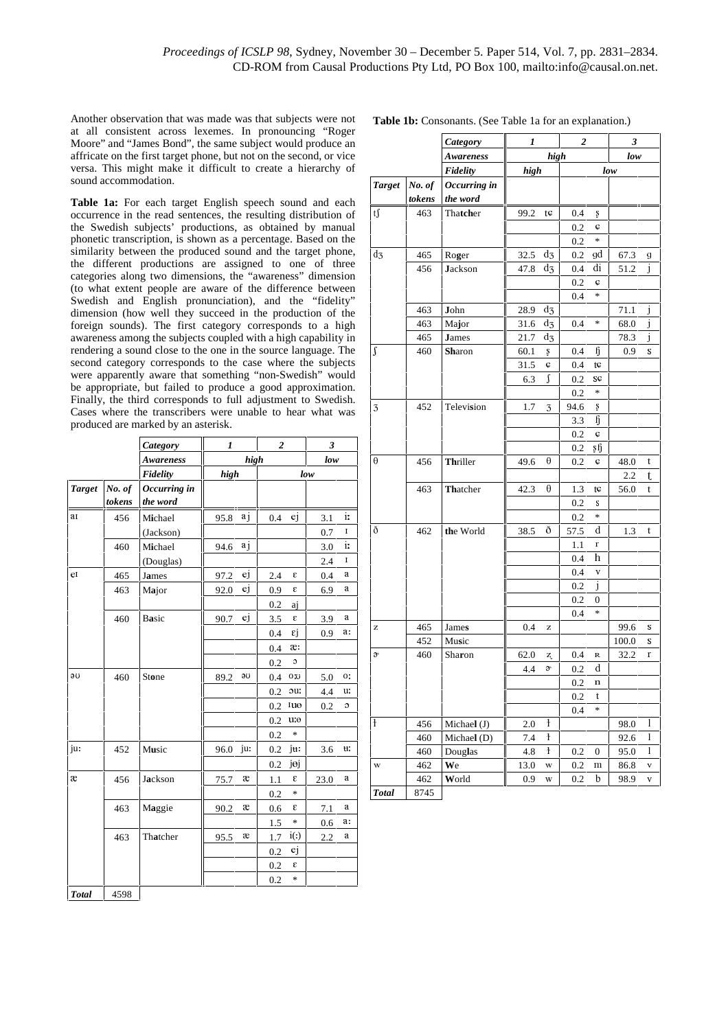Another observation that was made was that subjects were not at all consistent across lexemes. In pronouncing "Roger Moore" and "James Bond", the same subject would produce an affricate on the first target phone, but not on the second, or vice versa. This might make it difficult to create a hierarchy of sound accommodation.

**Table 1a:** For each target English speech sound and each occurrence in the read sentences, the resulting distribution of the Swedish subjects' productions, as obtained by manual phonetic transcription, is shown as a percentage. Based on the similarity between the produced sound and the target phone, the different productions are assigned to one of three categories along two dimensions, the "awareness" dimension (to what extent people are aware of the difference between Swedish and English pronunciation), and the "fidelity" dimension (how well they succeed in the production of the foreign sounds). The first category corresponds to a high awareness among the subjects coupled with a high capability in rendering a sound close to the one in the source language. The second category corresponds to the case where the subjects were apparently aware that something "non-Swedish" would be appropriate, but failed to produce a good approximation. Finally, the third corresponds to full adjustment to Swedish. Cases where the transcribers were unable to hear what was produced are marked by an asterisk.

| | | *Category* | *1* | | *2* | | *3* | |
|---|---|---|---|---|---|---|---|---|
| | | *Awareness* | *high* | | | | *low* | |
| | | *Fidelity* | *high* | | *low* | | | |
| *Target* | *No. of tokens* | *Occurring in the word* | | | | | | |
| aɪ | 456 | Michael (Jackson) | 95.8 | aj | 0.4 | ej | 3.1 | iː |
| | | | | | | | 0.7 | ɪ |
| | 460 | Michael (Douglas) | 94.6 | aj | | | 3.0 | iː |
| | | | | | | | 2.4 | ɪ |
| eɪ | 465 | James | 97.2 | ej | 2.4 | ɛ | 0.4 | a |
| | 463 | Major | 92.0 | ej | 0.9 | ɛ | 6.9 | a |
| | | | | | 0.2 | aj | | |
| | 460 | Basic | 90.7 | ej | 3.5 | ɛ | 3.9 | a |
| | | | | | 0.4 | ɛj | 0.9 | aː |
| | | | | | 0.4 | æː | | |
| | | | | | 0.2 | ɔ | | |
| əʊ | 460 | Stone | 89.2 | əʊ | 0.4 | oʊ | 5.0 | oː |
| | | | | | 0.2 | əuː | 4.4 | uː |
| | | | | | 0.2 | ɪuə | 0.2 | ɔ |
| | | | | | 0.2 | uːə | | |
| | | | | | 0.2 | * | | |
| juː | 452 | Music | 96.0 | juː | 0.2 | jʉː | 3.6 | ʉː |
| | | | | | 0.2 | jəj | | |
| æ | 456 | Jackson | 75.7 | æ | 1.1 | ɛ | 23.0 | a |
| | | | | | 0.2 | * | | |
| | 463 | Maggie | 90.2 | æ | 0.6 | ɛ | 7.1 | a |
| | | | | | 1.5 | * | 0.6 | aː |
| | 463 | Thatcher | 95.5 | æ | 1.7 | i(ː) | 2.2 | a |
| | | | | | 0.2 | ej | | |
| | | | | | 0.2 | ɛ | | |
| | | | | | 0.2 | * | | |
| *Total* | 4598 | | | | | | | |

**Table 1b:** Consonants. (See Table 1a for an explanation.)

| | | *Category* | *1* | | *2* | | *3* | |
|---|---|---|---|---|---|---|---|---|
| | | *Awareness* | *high* | | | | *low* | |
| | | *Fidelity* | *high* | | *low* | | | |
| *Target* | *No. of tokens* | *Occurring in the word* | | | | | | |
| tʃ | 463 | Thatcher | 99.2 | tɕ | 0.4 | ʂ | | |
| | | | | | 0.2 | ɕ | | |
| | | | | | 0.2 | * | | |
| dʒ | 465 | Roger | 32.5 | dʒ | 0.2 | gd | 67.3 | g |
| | 456 | Jackson | 47.8 | dʒ | 0.4 | di | 51.2 | j |
| | | | | | 0.2 | ɕ | | |
| | | | | | 0.4 | * | | |
| | 463 | John | 28.9 | dʒ | | | 71.1 | j |
| | 463 | Major | 31.6 | dʒ | 0.4 | * | 68.0 | j |
| | 465 | James | 21.7 | dʒ | | | 78.3 | j |
| ʃ | 460 | Sharon | 60.1 | ʂ | 0.4 | ɧ | 0.9 | s |
| | | | 31.5 | ɕ | 0.4 | tɕ | | |
| | | | 6.3 | ʃ | 0.2 | sɕ | | |
| | | | | | 0.2 | * | | |
| ʒ | 452 | Television | 1.7 | ʒ | 94.6 | ʂ | | |
| | | | | | 3.3 | ɧ | | |
| | | | | | 0.2 | ɕ | | |
| | | | | | 0.2 | ʂɧ | | |
| θ | 456 | Thriller | 49.6 | θ | 0.2 | ɕ | 48.0 | t |
| | | | | | | | 2.2 | ʈ |
| | 463 | Thatcher | 42.3 | θ | 1.3 | tɕ | 56.0 | t |
| | | | | | 0.2 | s | | |
| | | | | | 0.2 | * | | |
| ð | 462 | the World | 38.5 | ð | 57.5 | d | 1.3 | t |
| | | | | | 1.1 | r | | |
| | | | | | 0.4 | h | | |
| | | | | | 0.4 | v | | |
| | | | | | 0.2 | j | | |
| | | | | | 0.2 | 0 | | |
| | | | | | 0.4 | * | | |
| z | 465 | James | 0.4 | z | | | 99.6 | s |
| | 452 | Music | | | | | 100.0 | s |
| ɚ | 460 | Sharon | 62.0 | ʐ | 0.4 | ʁ | 32.2 | r |
| | | | 4.4 | ɚ | 0.2 | d | | |
| | | | | | 0.2 | n | | |
| | | | | | 0.2 | t | | |
| | | | | | 0.4 | * | | |
| ɫ | 456 | Michael (J) | 2.0 | ɫ | | | 98.0 | l |
| | 460 | Michael (D) | 7.4 | ɫ | | | 92.6 | l |
| | 460 | Douglas | 4.8 | ɫ | 0.2 | 0 | 95.0 | l |
| w | 462 | We | 13.0 | w | 0.2 | m | 86.8 | v |
| | 462 | World | 0.9 | w | 0.2 | b | 98.9 | v |
| *Total* | 8745 | | | | | | | |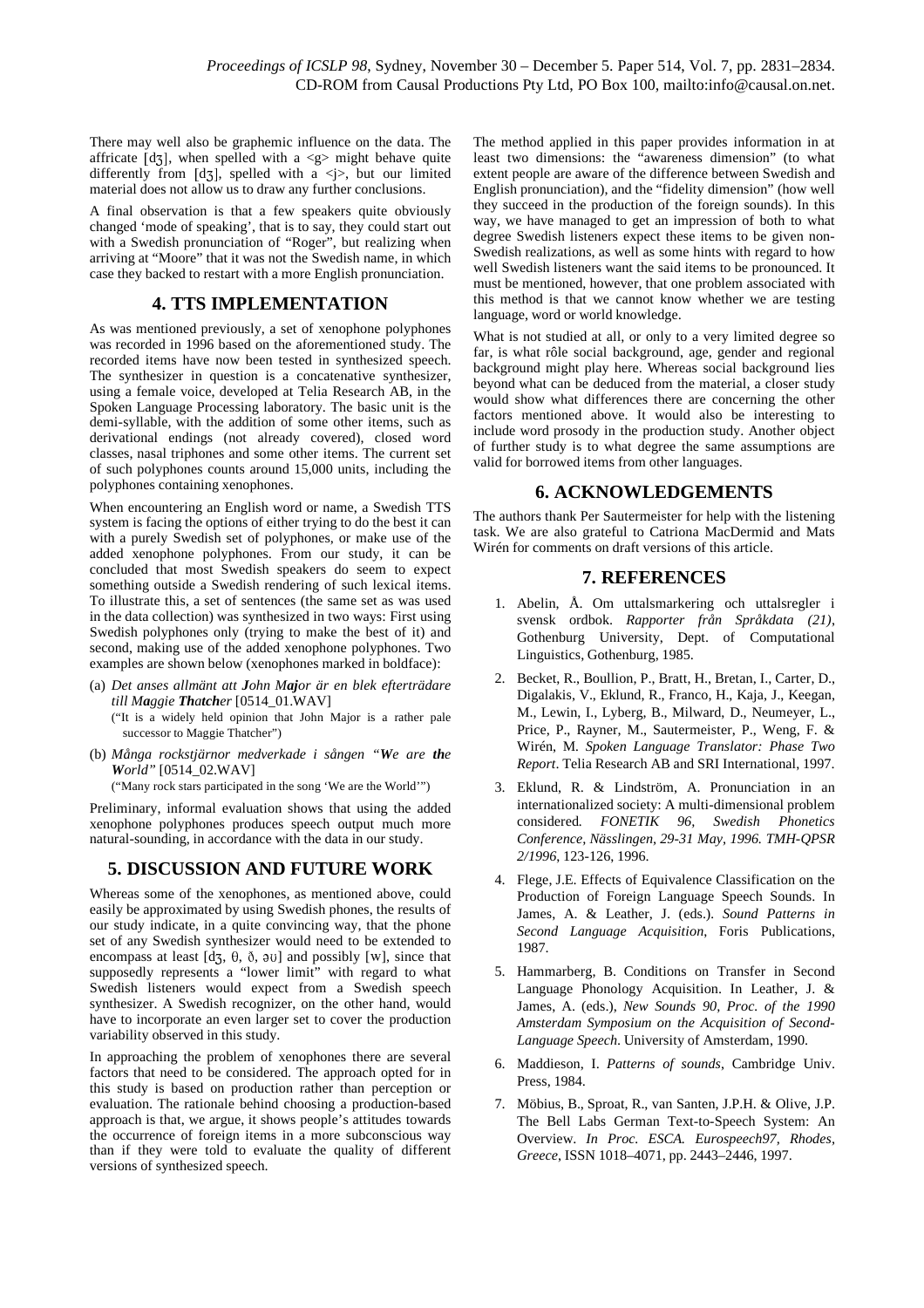There may well also be graphemic influence on the data. The affricate [dʒ], when spelled with a <g> might behave quite differently from [dʒ], spelled with a <j>, but our limited material does not allow us to draw any further conclusions.

A final observation is that a few speakers quite obviously changed 'mode of speaking', that is to say, they could start out with a Swedish pronunciation of "Roger", but realizing when arriving at "Moore" that it was not the Swedish name, in which case they backed to restart with a more English pronunciation.

## 4. TTS IMPLEMENTATION

As was mentioned previously, a set of xenophone polyphones was recorded in 1996 based on the aforementioned study. The recorded items have now been tested in synthesized speech. The synthesizer in question is a concatenative synthesizer, using a female voice, developed at Telia Research AB, in the Spoken Language Processing laboratory. The basic unit is the demi-syllable, with the addition of some other items, such as derivational endings (not already covered), closed word classes, nasal triphones and some other items. The current set of such polyphones counts around 15,000 units, including the polyphones containing xenophones.

When encountering an English word or name, a Swedish TTS system is facing the options of either trying to do the best it can with a purely Swedish set of polyphones, or make use of the added xenophone polyphones. From our study, it can be concluded that most Swedish speakers do seem to expect something outside a Swedish rendering of such lexical items. To illustrate this, a set of sentences (the same set as was used in the data collection) was synthesized in two ways: First using Swedish polyphones only (trying to make the best of it) and second, making use of the added xenophone polyphones. Two examples are shown below (xenophones marked in boldface):

(a) *Det anses allmänt att **J**ohn M**aj**or är en blek efterträdare till M**a**ggie **Th**at**ch**er* [0514_01.WAV]
("It is a widely held opinion that John Major is a rather pale successor to Maggie Thatcher")

(b) *Många rockstjärnor medverkade i sången "**W**e are **th**e **W**orld"* [0514_02.WAV]
("Many rock stars participated in the song 'We are the World'")

Preliminary, informal evaluation shows that using the added xenophone polyphones produces speech output much more natural-sounding, in accordance with the data in our study.

## 5. DISCUSSION AND FUTURE WORK

Whereas some of the xenophones, as mentioned above, could easily be approximated by using Swedish phones, the results of our study indicate, in a quite convincing way, that the phone set of any Swedish synthesizer would need to be extended to encompass at least [dʒ, θ, ð, əʊ] and possibly [w], since that supposedly represents a "lower limit" with regard to what Swedish listeners would expect from a Swedish speech synthesizer. A Swedish recognizer, on the other hand, would have to incorporate an even larger set to cover the production variability observed in this study.

In approaching the problem of xenophones there are several factors that need to be considered. The approach opted for in this study is based on production rather than perception or evaluation. The rationale behind choosing a production-based approach is that, we argue, it shows people's attitudes towards the occurrence of foreign items in a more subconscious way than if they were told to evaluate the quality of different versions of synthesized speech.

The method applied in this paper provides information in at least two dimensions: the "awareness dimension" (to what extent people are aware of the difference between Swedish and English pronunciation), and the "fidelity dimension" (how well they succeed in the production of the foreign sounds). In this way, we have managed to get an impression of both to what degree Swedish listeners expect these items to be given non-Swedish realizations, as well as some hints with regard to how well Swedish listeners want the said items to be pronounced. It must be mentioned, however, that one problem associated with this method is that we cannot know whether we are testing language, word or world knowledge.

What is not studied at all, or only to a very limited degree so far, is what rôle social background, age, gender and regional background might play here. Whereas social background lies beyond what can be deduced from the material, a closer study would show what differences there are concerning the other factors mentioned above. It would also be interesting to include word prosody in the production study. Another object of further study is to what degree the same assumptions are valid for borrowed items from other languages.

## 6. ACKNOWLEDGEMENTS

The authors thank Per Sautermeister for help with the listening task. We are also grateful to Catriona MacDermid and Mats Wirén for comments on draft versions of this article.

## 7. REFERENCES

1. Abelin, Å. Om uttalsmarkering och uttalsregler i svensk ordbok. *Rapporter från Språkdata (21)*, Gothenburg University, Dept. of Computational Linguistics, Gothenburg, 1985.
2. Becket, R., Boullion, P., Bratt, H., Bretan, I., Carter, D., Digalakis, V., Eklund, R., Franco, H., Kaja, J., Keegan, M., Lewin, I., Lyberg, B., Milward, D., Neumeyer, L., Price, P., Rayner, M., Sautermeister, P., Weng, F. & Wirén, M. *Spoken Language Translator: Phase Two Report*. Telia Research AB and SRI International, 1997.
3. Eklund, R. & Lindström, A. Pronunciation in an internationalized society: A multi-dimensional problem considered. *FONETIK 96, Swedish Phonetics Conference, Nässlingen, 29-31 May, 1996. TMH-QPSR 2/1996*, 123-126, 1996.
4. Flege, J.E. Effects of Equivalence Classification on the Production of Foreign Language Speech Sounds. In James, A. & Leather, J. (eds.). *Sound Patterns in Second Language Acquisition*, Foris Publications, 1987.
5. Hammarberg, B. Conditions on Transfer in Second Language Phonology Acquisition. In Leather, J. & James, A. (eds.), *New Sounds 90, Proc. of the 1990 Amsterdam Symposium on the Acquisition of Second-Language Speech*. University of Amsterdam, 1990.
6. Maddieson, I. *Patterns of sounds*, Cambridge Univ. Press, 1984.
7. Möbius, B., Sproat, R., van Santen, J.P.H. & Olive, J.P. The Bell Labs German Text-to-Speech System: An Overview. *In Proc. ESCA. Eurospeech97, Rhodes, Greece*, ISSN 1018–4071, pp. 2443–2446, 1997.